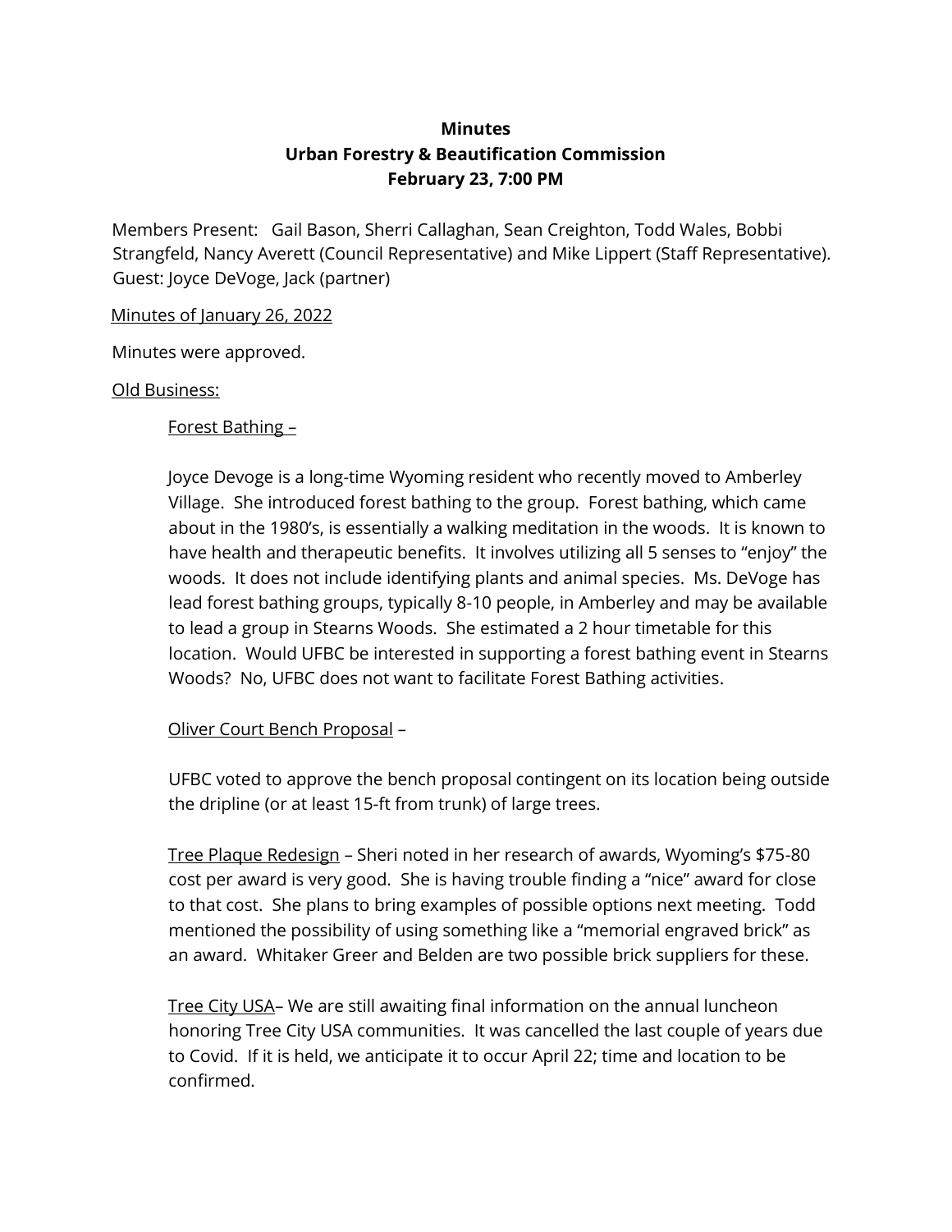**Minutes**
**Urban Forestry & Beautification Commission**
**February 23, 7:00 PM**

Members Present: Gail Bason, Sherri Callaghan, Sean Creighton, Todd Wales, Bobbi Strangfeld, Nancy Averett (Council Representative) and Mike Lippert (Staff Representative). Guest: Joyce DeVoge, Jack (partner)

<u>Minutes of January 26, 2022</u>

Minutes were approved.

<u>Old Business:</u>

<u>Forest Bathing –</u>

Joyce Devoge is a long-time Wyoming resident who recently moved to Amberley Village. She introduced forest bathing to the group. Forest bathing, which came about in the 1980's, is essentially a walking meditation in the woods. It is known to have health and therapeutic benefits. It involves utilizing all 5 senses to "enjoy" the woods. It does not include identifying plants and animal species. Ms. DeVoge has lead forest bathing groups, typically 8-10 people, in Amberley and may be available to lead a group in Stearns Woods. She estimated a 2 hour timetable for this location. Would UFBC be interested in supporting a forest bathing event in Stearns Woods? No, UFBC does not want to facilitate Forest Bathing activities.

<u>Oliver Court Bench Proposal</u> –

UFBC voted to approve the bench proposal contingent on its location being outside the dripline (or at least 15-ft from trunk) of large trees.

<u>Tree Plaque Redesign</u> – Sheri noted in her research of awards, Wyoming's $75-80 cost per award is very good. She is having trouble finding a "nice" award for close to that cost. She plans to bring examples of possible options next meeting. Todd mentioned the possibility of using something like a "memorial engraved brick" as an award. Whitaker Greer and Belden are two possible brick suppliers for these.

<u>Tree City USA</u>– We are still awaiting final information on the annual luncheon honoring Tree City USA communities. It was cancelled the last couple of years due to Covid. If it is held, we anticipate it to occur April 22; time and location to be confirmed.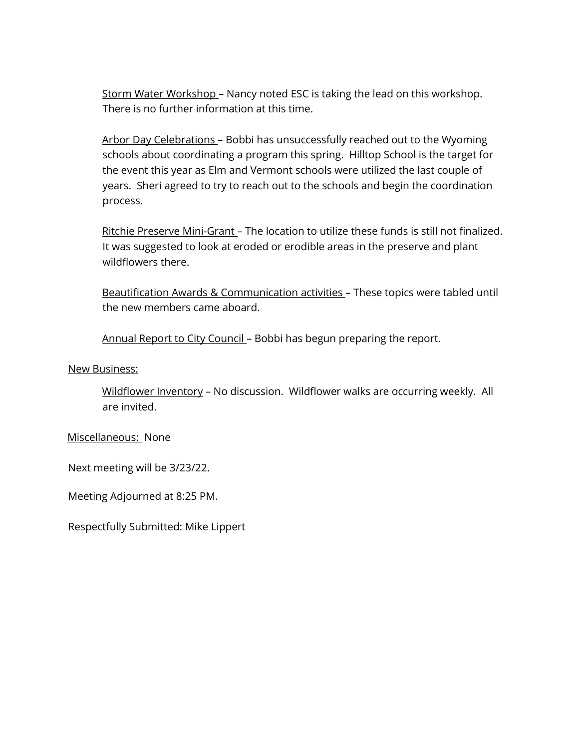Storm Water Workshop – Nancy noted ESC is taking the lead on this workshop. There is no further information at this time.

Arbor Day Celebrations – Bobbi has unsuccessfully reached out to the Wyoming schools about coordinating a program this spring. Hilltop School is the target for the event this year as Elm and Vermont schools were utilized the last couple of years. Sheri agreed to try to reach out to the schools and begin the coordination process.

Ritchie Preserve Mini-Grant – The location to utilize these funds is still not finalized. It was suggested to look at eroded or erodible areas in the preserve and plant wildflowers there.

Beautification Awards & Communication activities – These topics were tabled until the new members came aboard.

Annual Report to City Council – Bobbi has begun preparing the report.

New Business:

Wildflower Inventory – No discussion. Wildflower walks are occurring weekly. All are invited.

Miscellaneous: None

Next meeting will be 3/23/22.

Meeting Adjourned at 8:25 PM.

Respectfully Submitted: Mike Lippert